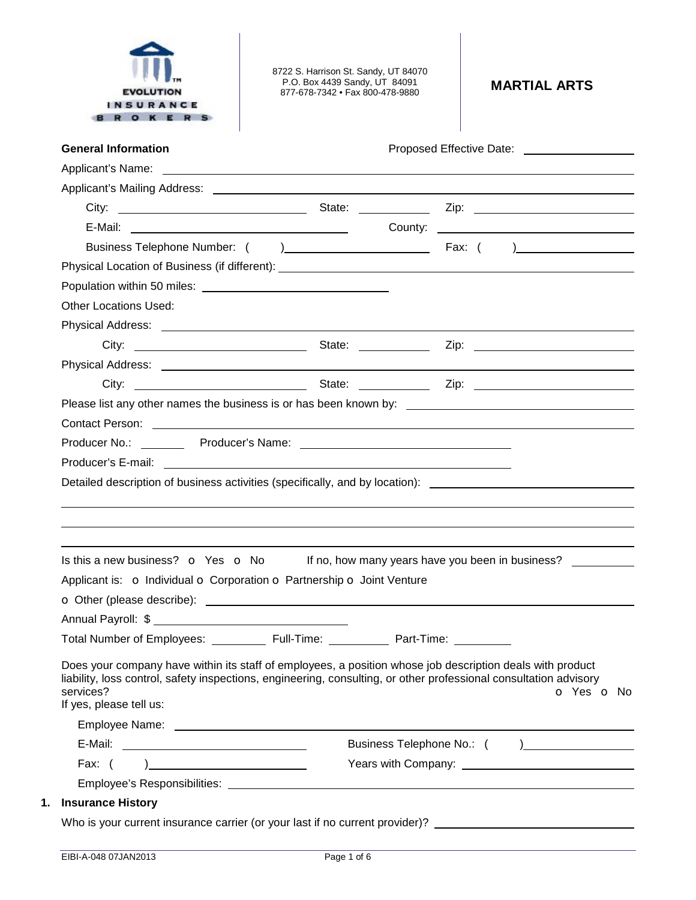EVOLUTION INSURANCE BROKERS

8722 S. Harrison St. Sandy, UT 84070
P.O. Box 4439 Sandy, UT 84091
877-678-7342 • Fax 800-478-9880

# MARTIAL ARTS

**General Information** Proposed Effective Date: ____________

Applicant's Name: ____________

Applicant's Mailing Address: ____________

City: ____________ State: ____________ Zip: ____________

E-Mail: ____________ County: ____________

Business Telephone Number: ( ) ____________ Fax: ( ) ____________

Physical Location of Business (if different): ____________

Population within 50 miles: ____________

Other Locations Used:

Physical Address: ____________

City: ____________ State: ____________ Zip: ____________

Physical Address: ____________

City: ____________ State: ____________ Zip: ____________

Please list any other names the business is or has been known by: ____________

Contact Person: ____________

Producer No.: ________ Producer's Name: ____________

Producer's E-mail: ____________

Detailed description of business activities (specifically, and by location): ____________

____________

____________

____________

Is this a new business? o Yes o No If no, how many years have you been in business? ________

Applicant is: o Individual o Corporation o Partnership o Joint Venture

o Other (please describe): ____________

Annual Payroll: $ ____________

Total Number of Employees: ________ Full-Time: ________ Part-Time: ________

Does your company have within its staff of employees, a position whose job description deals with product liability, loss control, safety inspections, engineering, consulting, or other professional consultation advisory services? o Yes o No

If yes, please tell us:

Employee Name: ____________

E-Mail: ____________ Business Telephone No.: ( ) ____________

Fax: ( ) ____________ Years with Company: ____________

Employee's Responsibilities: ____________

## 1. Insurance History

Who is your current insurance carrier (or your last if no current provider)? ____________

EIBI-A-048 07JAN2013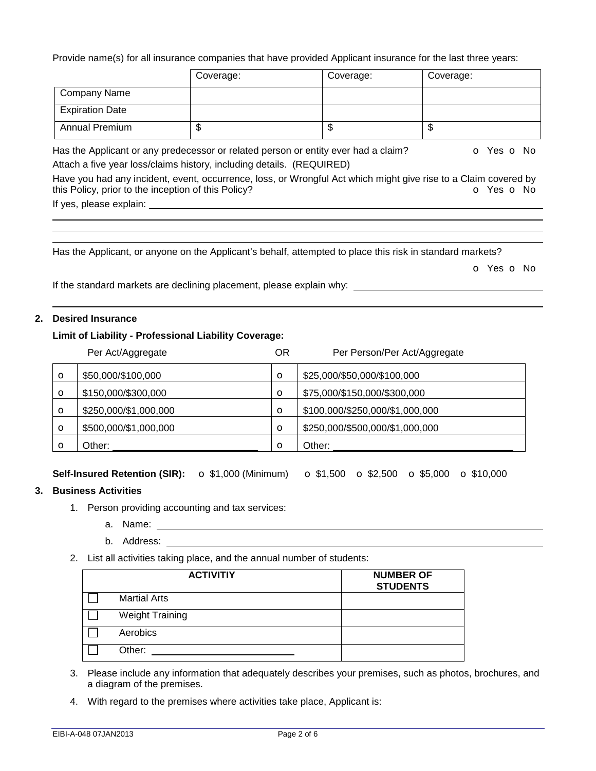Provide name(s) for all insurance companies that have provided Applicant insurance for the last three years:

| | Coverage: | Coverage: | Coverage: |
|---|---|---|---|
| Company Name | | | |
| Expiration Date | | | |
| Annual Premium | $ | $ | $ |

Has the Applicant or any predecessor or related person or entity ever had a claim? o Yes o No

Attach a five year loss/claims history, including details. (REQUIRED)

Have you had any incident, event, occurrence, loss, or Wrongful Act which might give rise to a Claim covered by this Policy, prior to the inception of this Policy? o Yes o No

If yes, please explain: ______________________________________________

______________________________________________

______________________________________________

______________________________________________

Has the Applicant, or anyone on the Applicant's behalf, attempted to place this risk in standard markets?

o Yes o No

If the standard markets are declining placement, please explain why: ______________________________________________

______________________________________________

## 2. Desired Insurance

**Limit of Liability - Professional Liability Coverage:**

| | Per Act/Aggregate | | Per Person/Per Act/Aggregate |
|---|---|---|---|
| o | $50,000/$100,000 | o | $25,000/$50,000/$100,000 |
| o | $150,000/$300,000 | o | $75,000/$150,000/$300,000 |
| o | $250,000/$1,000,000 | o | $100,000/$250,000/$1,000,000 |
| o | $500,000/$1,000,000 | o | $250,000/$500,000/$1,000,000 |
| o | Other: ____________ | o | Other: ____________ |

(Per Act/Aggregate OR Per Person/Per Act/Aggregate)

**Self-Insured Retention (SIR):** o $1,000 (Minimum) o $1,500 o $2,500 o $5,000 o $10,000

## 3. Business Activities

1. Person providing accounting and tax services:
   a. Name: ______________________________________________
   b. Address: ______________________________________________
2. List all activities taking place, and the annual number of students:

| ACTIVITIY | NUMBER OF STUDENTS |
|---|---|
| ☐ Martial Arts | |
| ☐ Weight Training | |
| ☐ Aerobics | |
| ☐ Other: ____________ | |

3. Please include any information that adequately describes your premises, such as photos, brochures, and a diagram of the premises.
4. With regard to the premises where activities take place, Applicant is: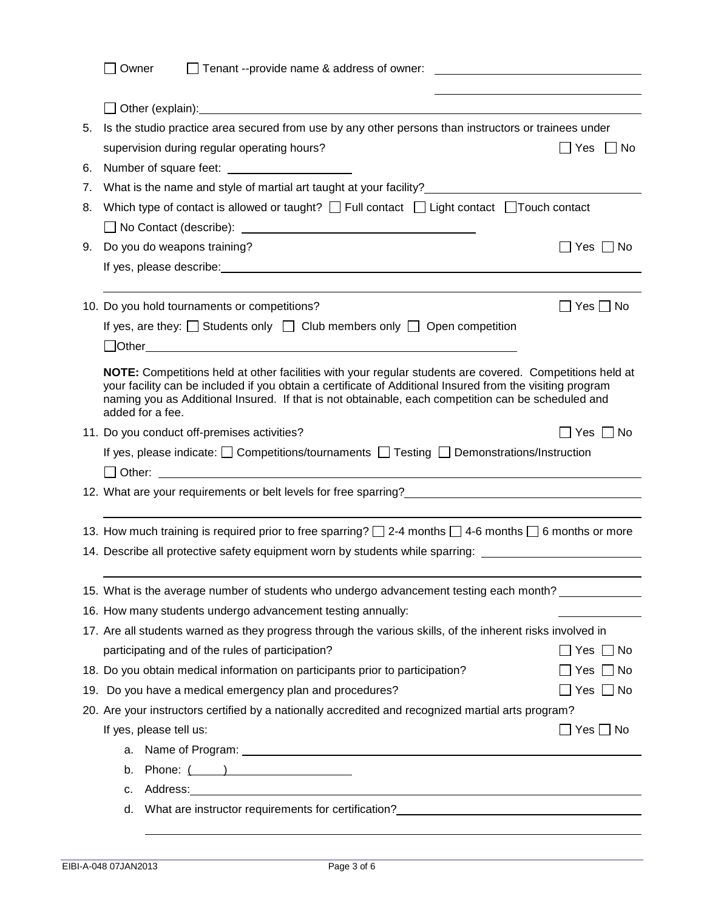☐ Owner ☐ Tenant --provide name & address of owner: ______________________________

______________________________

☐ Other (explain): ______________________________

5. Is the studio practice area secured from use by any other persons than instructors or trainees under supervision during regular operating hours? ☐ Yes ☐ No
6. Number of square feet: ____________________
7. What is the name and style of martial art taught at your facility? ______________________________
8. Which type of contact is allowed or taught? ☐ Full contact ☐ Light contact ☐ Touch contact

   ☐ No Contact (describe): ______________________________
9. Do you do weapons training? ☐ Yes ☐ No

   If yes, please describe: ______________________________

   ______________________________
10. Do you hold tournaments or competitions? ☐ Yes ☐ No

    If yes, are they: ☐ Students only ☐ Club members only ☐ Open competition

    ☐ Other ______________________________

    **NOTE:** Competitions held at other facilities with your regular students are covered. Competitions held at your facility can be included if you obtain a certificate of Additional Insured from the visiting program naming you as Additional Insured. If that is not obtainable, each competition can be scheduled and added for a fee.
11. Do you conduct off-premises activities? ☐ Yes ☐ No

    If yes, please indicate: ☐ Competitions/tournaments ☐ Testing ☐ Demonstrations/Instruction

    ☐ Other: ______________________________
12. What are your requirements or belt levels for free sparring? ______________________________

    ______________________________
13. How much training is required prior to free sparring? ☐ 2-4 months ☐ 4-6 months ☐ 6 months or more
14. Describe all protective safety equipment worn by students while sparring: ______________________________

    ______________________________
15. What is the average number of students who undergo advancement testing each month? __________
16. How many students undergo advancement testing annually: __________
17. Are all students warned as they progress through the various skills, of the inherent risks involved in participating and of the rules of participation? ☐ Yes ☐ No
18. Do you obtain medical information on participants prior to participation? ☐ Yes ☐ No
19. Do you have a medical emergency plan and procedures? ☐ Yes ☐ No
20. Are your instructors certified by a nationally accredited and recognized martial arts program?

    If yes, please tell us: ☐ Yes ☐ No

    a. Name of Program: ______________________________
    b. Phone: (_____) ____________________
    c. Address: ______________________________
    d. What are instructor requirements for certification? ______________________________

    ______________________________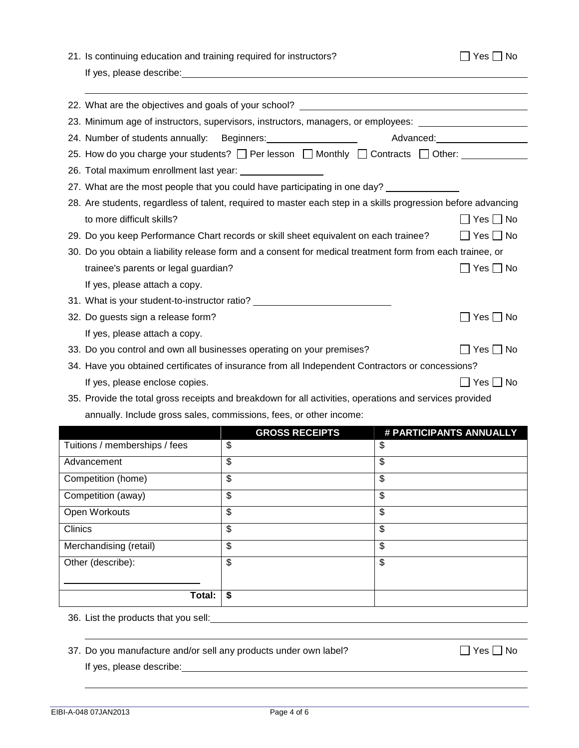21. Is continuing education and training required for instructors? ☐ Yes ☐ No
    If yes, please describe: ______________________________________________

    ______________________________________________

22. What are the objectives and goals of your school? ______________________________________________
23. Minimum age of instructors, supervisors, instructors, managers, or employees: ____________________
24. Number of students annually: Beginners: __________________ Advanced: __________________
25. How do you charge your students? ☐ Per lesson ☐ Monthly ☐ Contracts ☐ Other: ____________
26. Total maximum enrollment last year: ________________
27. What are the most people that you could have participating in one day? ______________
28. Are students, regardless of talent, required to master each step in a skills progression before advancing to more difficult skills? ☐ Yes ☐ No
29. Do you keep Performance Chart records or skill sheet equivalent on each trainee? ☐ Yes ☐ No
30. Do you obtain a liability release form and a consent for medical treatment form from each trainee, or trainee's parents or legal guardian? ☐ Yes ☐ No
    If yes, please attach a copy.
31. What is your student-to-instructor ratio? __________________________
32. Do guests sign a release form? ☐ Yes ☐ No
    If yes, please attach a copy.
33. Do you control and own all businesses operating on your premises? ☐ Yes ☐ No
34. Have you obtained certificates of insurance from all Independent Contractors or concessions?
    If yes, please enclose copies. ☐ Yes ☐ No
35. Provide the total gross receipts and breakdown for all activities, operations and services provided annually. Include gross sales, commissions, fees, or other income:

| | GROSS RECEIPTS | # PARTICIPANTS ANNUALLY |
|---|---|---|
| Tuitions / memberships / fees | $ | $ |
| Advancement | $ | $ |
| Competition (home) | $ | $ |
| Competition (away) | $ | $ |
| Open Workouts | $ | $ |
| Clinics | $ | $ |
| Merchandising (retail) | $ | $ |
| Other (describe): ____________________ | $ | $ |
| **Total:** | **$** | |

36. List the products that you sell: ______________________________________________

    ______________________________________________

37. Do you manufacture and/or sell any products under own label? ☐ Yes ☐ No
    If yes, please describe: ______________________________________________

    ______________________________________________

EIBI-A-048 07JAN2013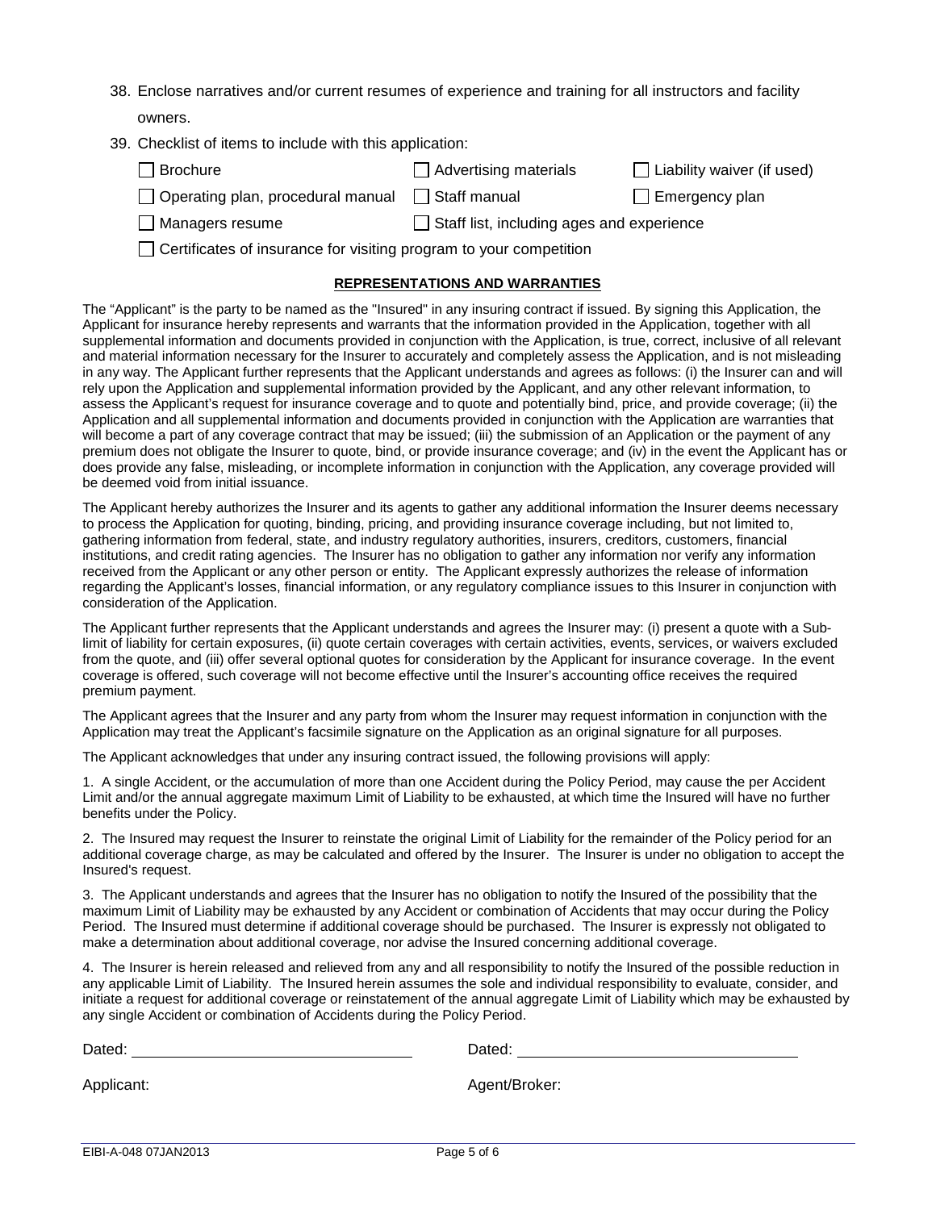38. Enclose narratives and/or current resumes of experience and training for all instructors and facility owners.

39. Checklist of items to include with this application:

- [ ] Brochure
- [ ] Advertising materials
- [ ] Liability waiver (if used)
- [ ] Operating plan, procedural manual
- [ ] Staff manual
- [ ] Emergency plan
- [ ] Managers resume
- [ ] Staff list, including ages and experience
- [ ] Certificates of insurance for visiting program to your competition

## REPRESENTATIONS AND WARRANTIES

The "Applicant" is the party to be named as the "Insured" in any insuring contract if issued. By signing this Application, the Applicant for insurance hereby represents and warrants that the information provided in the Application, together with all supplemental information and documents provided in conjunction with the Application, is true, correct, inclusive of all relevant and material information necessary for the Insurer to accurately and completely assess the Application, and is not misleading in any way. The Applicant further represents that the Applicant understands and agrees as follows: (i) the Insurer can and will rely upon the Application and supplemental information provided by the Applicant, and any other relevant information, to assess the Applicant's request for insurance coverage and to quote and potentially bind, price, and provide coverage; (ii) the Application and all supplemental information and documents provided in conjunction with the Application are warranties that will become a part of any coverage contract that may be issued; (iii) the submission of an Application or the payment of any premium does not obligate the Insurer to quote, bind, or provide insurance coverage; and (iv) in the event the Applicant has or does provide any false, misleading, or incomplete information in conjunction with the Application, any coverage provided will be deemed void from initial issuance.

The Applicant hereby authorizes the Insurer and its agents to gather any additional information the Insurer deems necessary to process the Application for quoting, binding, pricing, and providing insurance coverage including, but not limited to, gathering information from federal, state, and industry regulatory authorities, insurers, creditors, customers, financial institutions, and credit rating agencies. The Insurer has no obligation to gather any information nor verify any information received from the Applicant or any other person or entity. The Applicant expressly authorizes the release of information regarding the Applicant's losses, financial information, or any regulatory compliance issues to this Insurer in conjunction with consideration of the Application.

The Applicant further represents that the Applicant understands and agrees the Insurer may: (i) present a quote with a Sub-limit of liability for certain exposures, (ii) quote certain coverages with certain activities, events, services, or waivers excluded from the quote, and (iii) offer several optional quotes for consideration by the Applicant for insurance coverage. In the event coverage is offered, such coverage will not become effective until the Insurer's accounting office receives the required premium payment.

The Applicant agrees that the Insurer and any party from whom the Insurer may request information in conjunction with the Application may treat the Applicant's facsimile signature on the Application as an original signature for all purposes.

The Applicant acknowledges that under any insuring contract issued, the following provisions will apply:

1. A single Accident, or the accumulation of more than one Accident during the Policy Period, may cause the per Accident Limit and/or the annual aggregate maximum Limit of Liability to be exhausted, at which time the Insured will have no further benefits under the Policy.

2. The Insured may request the Insurer to reinstate the original Limit of Liability for the remainder of the Policy period for an additional coverage charge, as may be calculated and offered by the Insurer. The Insurer is under no obligation to accept the Insured's request.

3. The Applicant understands and agrees that the Insurer has no obligation to notify the Insured of the possibility that the maximum Limit of Liability may be exhausted by any Accident or combination of Accidents that may occur during the Policy Period. The Insured must determine if additional coverage should be purchased. The Insurer is expressly not obligated to make a determination about additional coverage, nor advise the Insured concerning additional coverage.

4. The Insurer is herein released and relieved from any and all responsibility to notify the Insured of the possible reduction in any applicable Limit of Liability. The Insured herein assumes the sole and individual responsibility to evaluate, consider, and initiate a request for additional coverage or reinstatement of the annual aggregate Limit of Liability which may be exhausted by any single Accident or combination of Accidents during the Policy Period.

Dated: ______________________________ Dated: ______________________________

Applicant: Agent/Broker:

EIBI-A-048 07JAN2013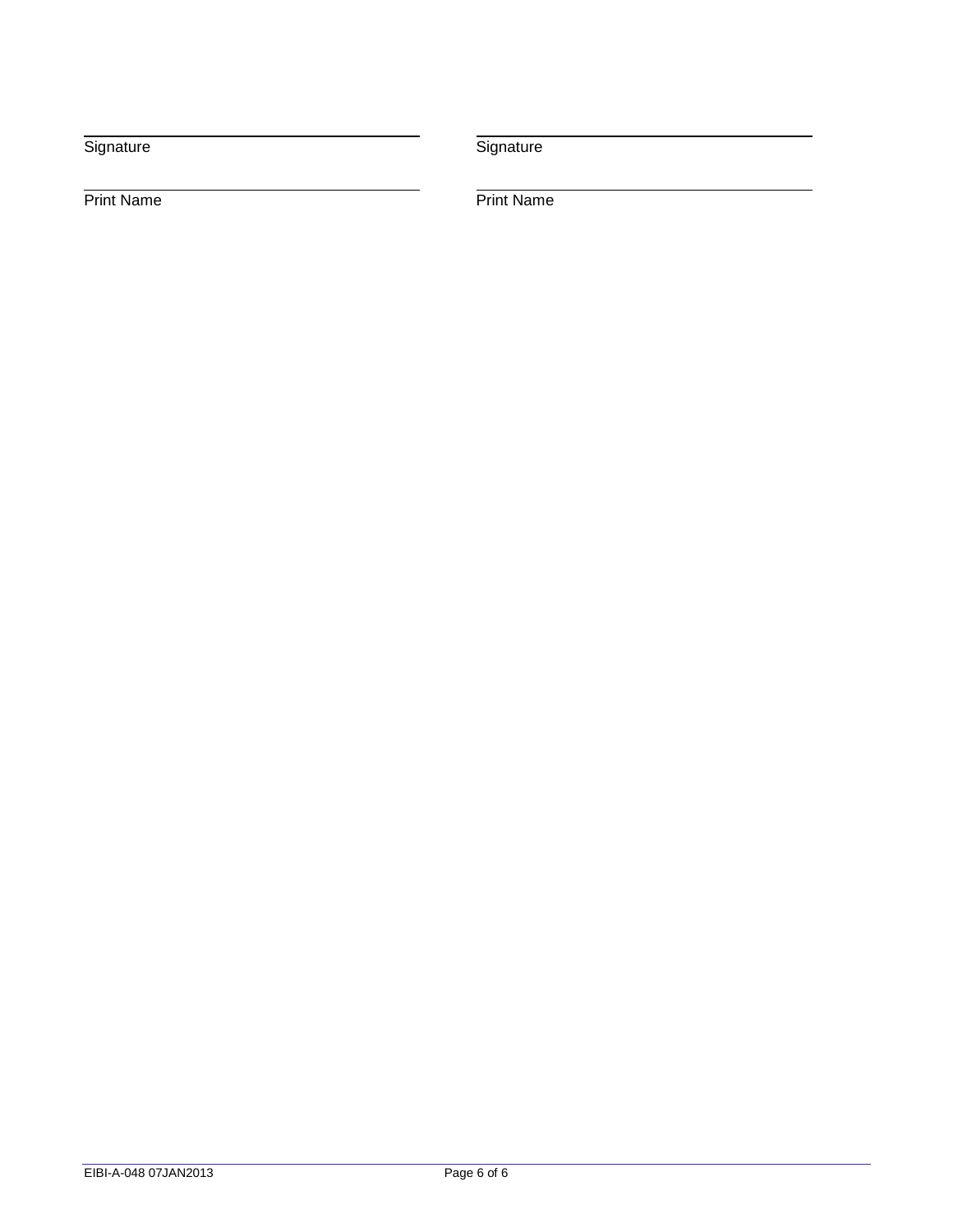| | |
|---|---|
| ______________________________ | ______________________________ |
| Signature | Signature |
| ______________________________ | ______________________________ |
| Print Name | Print Name |